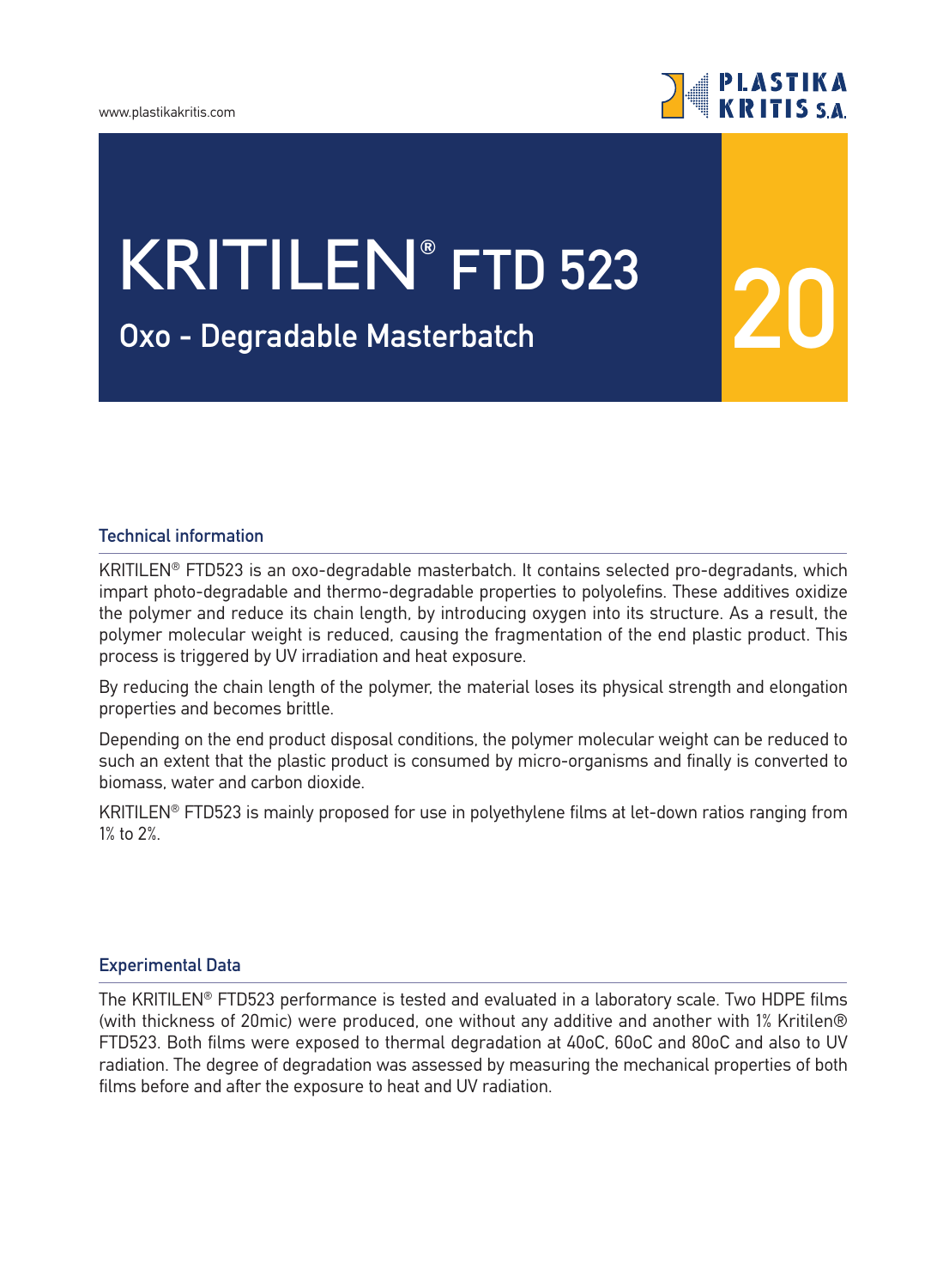# KRITILEN® FTD 523

## Oxo - Degradable Masterbatch

20

### Technical information

KRITILEN® FTD523 is an oxo-degradable masterbatch. It contains selected pro-degradants, which impart photo-degradable and thermo-degradable properties to polyolefins. These additives oxidize the polymer and reduce its chain length, by introducing oxygen into its structure. As a result, the polymer molecular weight is reduced, causing the fragmentation of the end plastic product. This process is triggered by UV irradiation and heat exposure.

By reducing the chain length of the polymer, the material loses its physical strength and elongation properties and becomes brittle.

Depending on the end product disposal conditions, the polymer molecular weight can be reduced to such an extent that the plastic product is consumed by micro-organisms and finally is converted to biomass, water and carbon dioxide.

KRITILEN® FTD523 is mainly proposed for use in polyethylene films at let-down ratios ranging from 1% to 2%.

### Experimental Data

The KRITILEN® FTD523 performance is tested and evaluated in a laboratory scale. Two HDPE films (with thickness of 20mic) were produced, one without any additive and another with 1% Kritilen® FTD523. Both films were exposed to thermal degradation at 40oC, 60oC and 80oC and also to UV radiation. The degree of degradation was assessed by measuring the mechanical properties of both films before and after the exposure to heat and UV radiation.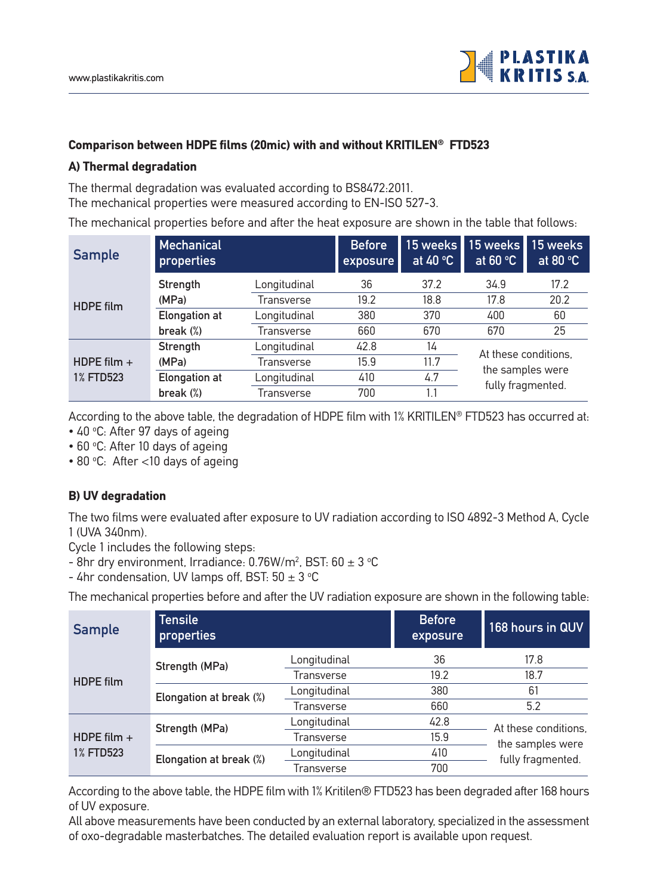### Comparison between HDPE films (20mic) with and without KRITILEN® FTD523

#### A) Thermal degradation

The thermal degradation was evaluated according to BS8472:2011.
The mechanical properties were measured according to EN-ISO 527-3.

The mechanical properties before and after the heat exposure are shown in the table that follows:

| Sample | Mechanical properties | | Before exposure | 15 weeks at 40 °C | 15 weeks at 60 °C | 15 weeks at 80 °C |
|---|---|---|---|---|---|---|
| HDPE film | Strength (MPa) | Longitudinal | 36 | 37.2 | 34.9 | 17.2 |
| | | Transverse | 19.2 | 18.8 | 17.8 | 20.2 |
| | Elongation at break (%) | Longitudinal | 380 | 370 | 400 | 60 |
| | | Transverse | 660 | 670 | 670 | 25 |
| HDPE film + 1% FTD523 | Strength (MPa) | Longitudinal | 42.8 | 14 | At these conditions, the samples were fully fragmented. | |
| | | Transverse | 15.9 | 11.7 | | |
| | Elongation at break (%) | Longitudinal | 410 | 4.7 | | |
| | | Transverse | 700 | 1.1 | | |

According to the above table, the degradation of HDPE film with 1% KRITILEN® FTD523 has occurred at:

- 40 °C: After 97 days of ageing
- 60 °C: After 10 days of ageing
- 80 °C: After <10 days of ageing

#### B) UV degradation

The two films were evaluated after exposure to UV radiation according to ISO 4892-3 Method A, Cycle 1 (UVA 340nm).
Cycle 1 includes the following steps:
- 8hr dry environment, Irradiance: 0.76W/m², BST: 60 ± 3 °C
- 4hr condensation, UV lamps off, BST: 50 ± 3 °C

The mechanical properties before and after the UV radiation exposure are shown in the following table:

| Sample | Tensile properties | | Before exposure | 168 hours in QUV |
|---|---|---|---|---|
| HDPE film | Strength (MPa) | Longitudinal | 36 | 17.8 |
| | | Transverse | 19.2 | 18.7 |
| | Elongation at break (%) | Longitudinal | 380 | 61 |
| | | Transverse | 660 | 5.2 |
| HDPE film + 1% FTD523 | Strength (MPa) | Longitudinal | 42.8 | At these conditions, the samples were fully fragmented. |
| | | Transverse | 15.9 | |
| | Elongation at break (%) | Longitudinal | 410 | |
| | | Transverse | 700 | |

According to the above table, the HDPE film with 1% Kritilen® FTD523 has been degraded after 168 hours of UV exposure.
All above measurements have been conducted by an external laboratory, specialized in the assessment of oxo-degradable masterbatches. The detailed evaluation report is available upon request.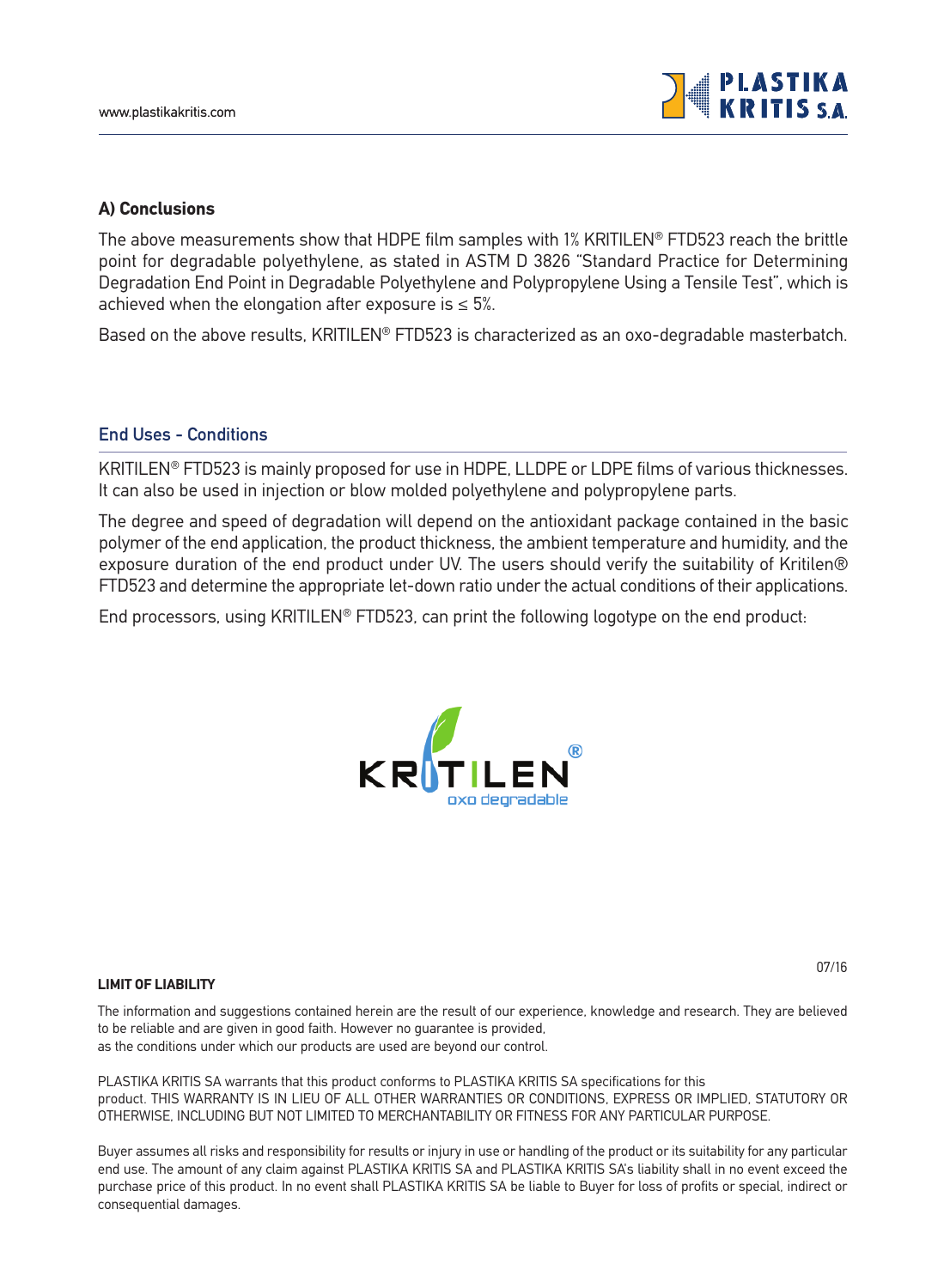### A) Conclusions

The above measurements show that HDPE film samples with 1% KRITILEN® FTD523 reach the brittle point for degradable polyethylene, as stated in ASTM D 3826 "Standard Practice for Determining Degradation End Point in Degradable Polyethylene and Polypropylene Using a Tensile Test", which is achieved when the elongation after exposure is ≤ 5%.

Based on the above results, KRITILEN® FTD523 is characterized as an oxo-degradable masterbatch.

## End Uses - Conditions

KRITILEN® FTD523 is mainly proposed for use in HDPE, LLDPE or LDPE films of various thicknesses. It can also be used in injection or blow molded polyethylene and polypropylene parts.

The degree and speed of degradation will depend on the antioxidant package contained in the basic polymer of the end application, the product thickness, the ambient temperature and humidity, and the exposure duration of the end product under UV. The users should verify the suitability of Kritilen® FTD523 and determine the appropriate let-down ratio under the actual conditions of their applications.

End processors, using KRITILEN® FTD523, can print the following logotype on the end product:

KRITILEN®
oxo degradable

07/16

**LIMIT OF LIABILITY**

The information and suggestions contained herein are the result of our experience, knowledge and research. They are believed to be reliable and are given in good faith. However no guarantee is provided, as the conditions under which our products are used are beyond our control.

PLASTIKA KRITIS SA warrants that this product conforms to PLASTIKA KRITIS SA specifications for this product. THIS WARRANTY IS IN LIEU OF ALL OTHER WARRANTIES OR CONDITIONS, EXPRESS OR IMPLIED, STATUTORY OR OTHERWISE, INCLUDING BUT NOT LIMITED TO MERCHANTABILITY OR FITNESS FOR ANY PARTICULAR PURPOSE.

Buyer assumes all risks and responsibility for results or injury in use or handling of the product or its suitability for any particular end use. The amount of any claim against PLASTIKA KRITIS SA and PLASTIKA KRITIS SA's liability shall in no event exceed the purchase price of this product. In no event shall PLASTIKA KRITIS SA be liable to Buyer for loss of profits or special, indirect or consequential damages.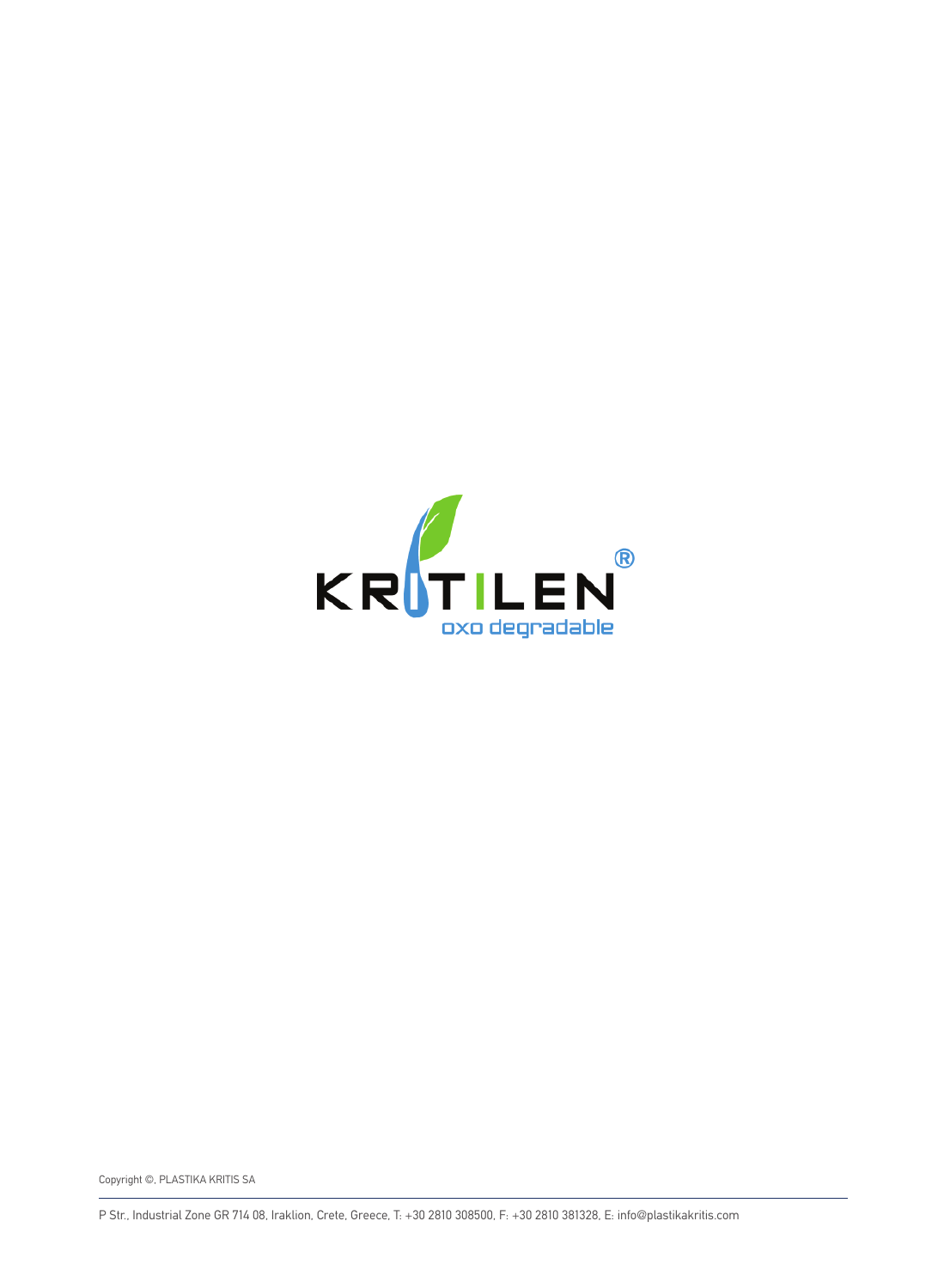KRITILEN®

oxo degradable

Copyright ©, PLASTIKA KRITIS SA

P Str., Industrial Zone GR 714 08, Iraklion, Crete, Greece, T: +30 2810 308500, F: +30 2810 381328, E: info@plastikakritis.com